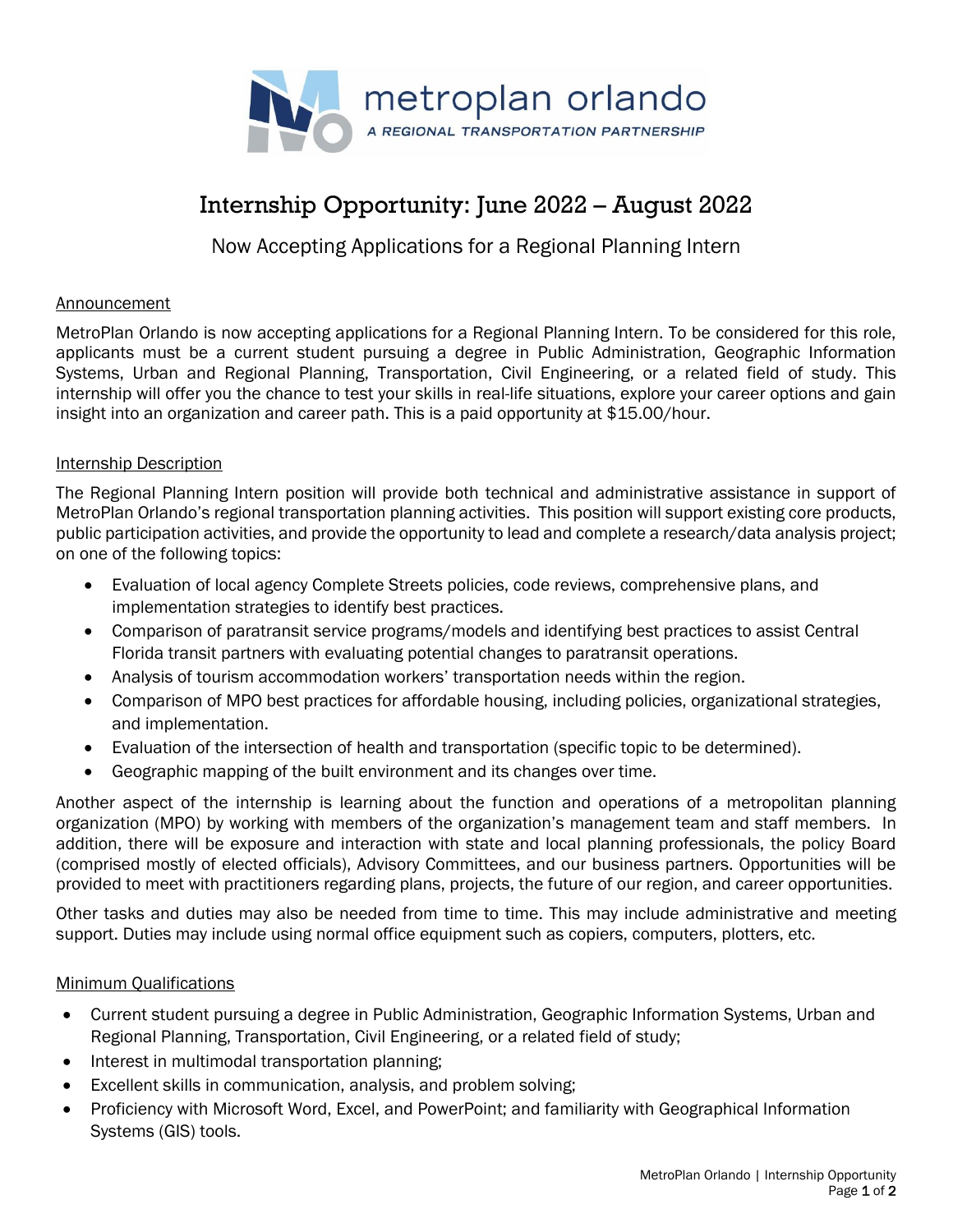metroplan orlando

*A REGIONAL TRANSPORTATION PARTNERSHIP*

# Internship Opportunity: June 2022 – August 2022

## Now Accepting Applications for a Regional Planning Intern

### Announcement

MetroPlan Orlando is now accepting applications for a Regional Planning Intern. To be considered for this role, applicants must be a current student pursuing a degree in Public Administration, Geographic Information Systems, Urban and Regional Planning, Transportation, Civil Engineering, or a related field of study. This internship will offer you the chance to test your skills in real-life situations, explore your career options and gain insight into an organization and career path. This is a paid opportunity at $15.00/hour.

### Internship Description

The Regional Planning Intern position will provide both technical and administrative assistance in support of MetroPlan Orlando's regional transportation planning activities. This position will support existing core products, public participation activities, and provide the opportunity to lead and complete a research/data analysis project; on one of the following topics:

- Evaluation of local agency Complete Streets policies, code reviews, comprehensive plans, and implementation strategies to identify best practices.
- Comparison of paratransit service programs/models and identifying best practices to assist Central Florida transit partners with evaluating potential changes to paratransit operations.
- Analysis of tourism accommodation workers' transportation needs within the region.
- Comparison of MPO best practices for affordable housing, including policies, organizational strategies, and implementation.
- Evaluation of the intersection of health and transportation (specific topic to be determined).
- Geographic mapping of the built environment and its changes over time.

Another aspect of the internship is learning about the function and operations of a metropolitan planning organization (MPO) by working with members of the organization's management team and staff members. In addition, there will be exposure and interaction with state and local planning professionals, the policy Board (comprised mostly of elected officials), Advisory Committees, and our business partners. Opportunities will be provided to meet with practitioners regarding plans, projects, the future of our region, and career opportunities.

Other tasks and duties may also be needed from time to time. This may include administrative and meeting support. Duties may include using normal office equipment such as copiers, computers, plotters, etc.

### Minimum Qualifications

- Current student pursuing a degree in Public Administration, Geographic Information Systems, Urban and Regional Planning, Transportation, Civil Engineering, or a related field of study;
- Interest in multimodal transportation planning;
- Excellent skills in communication, analysis, and problem solving;
- Proficiency with Microsoft Word, Excel, and PowerPoint; and familiarity with Geographical Information Systems (GIS) tools.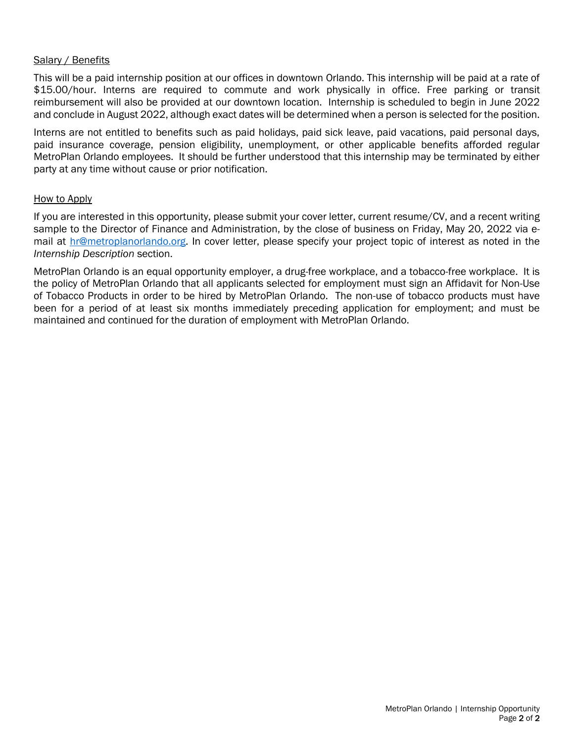## Salary / Benefits

This will be a paid internship position at our offices in downtown Orlando. This internship will be paid at a rate of $15.00/hour. Interns are required to commute and work physically in office. Free parking or transit reimbursement will also be provided at our downtown location. Internship is scheduled to begin in June 2022 and conclude in August 2022, although exact dates will be determined when a person is selected for the position.

Interns are not entitled to benefits such as paid holidays, paid sick leave, paid vacations, paid personal days, paid insurance coverage, pension eligibility, unemployment, or other applicable benefits afforded regular MetroPlan Orlando employees. It should be further understood that this internship may be terminated by either party at any time without cause or prior notification.

## How to Apply

If you are interested in this opportunity, please submit your cover letter, current resume/CV, and a recent writing sample to the Director of Finance and Administration, by the close of business on Friday, May 20, 2022 via e-mail at [hr@metroplanorlando.org](mailto:hr@metroplanorlando.org). In cover letter, please specify your project topic of interest as noted in the *Internship Description* section.

MetroPlan Orlando is an equal opportunity employer, a drug-free workplace, and a tobacco-free workplace. It is the policy of MetroPlan Orlando that all applicants selected for employment must sign an Affidavit for Non-Use of Tobacco Products in order to be hired by MetroPlan Orlando. The non-use of tobacco products must have been for a period of at least six months immediately preceding application for employment; and must be maintained and continued for the duration of employment with MetroPlan Orlando.